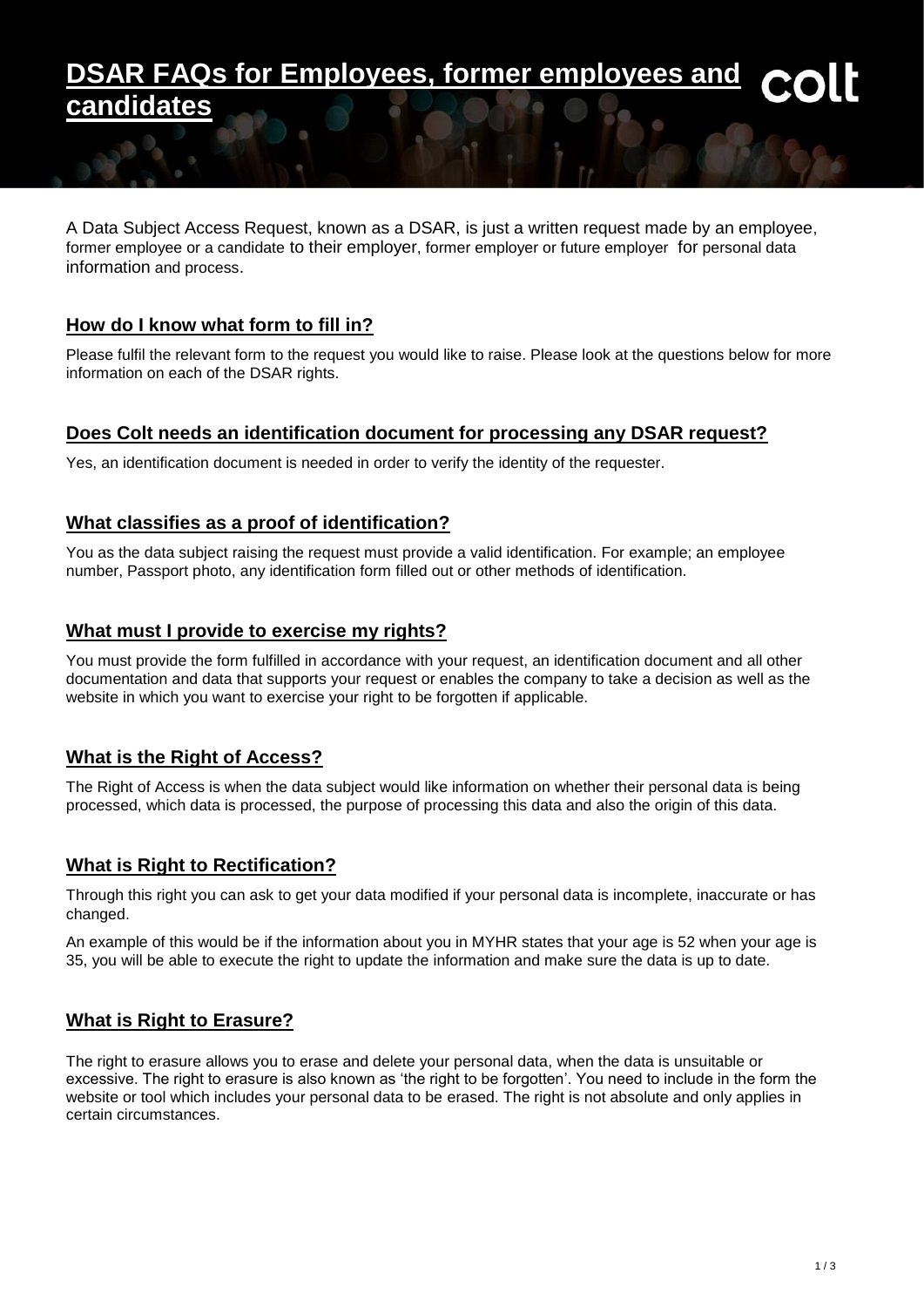# DSAR FAQs for Employees, former employees and candidates

A Data Subject Access Request, known as a DSAR, is just a written request made by an employee, former employee or a candidate to their employer, former employer or future employer for personal data information and process.

## How do I know what form to fill in?

Please fulfil the relevant form to the request you would like to raise. Please look at the questions below for more information on each of the DSAR rights.

## Does Colt needs an identification document for processing any DSAR request?

Yes, an identification document is needed in order to verify the identity of the requester.

## What classifies as a proof of identification?

You as the data subject raising the request must provide a valid identification. For example; an employee number, Passport photo, any identification form filled out or other methods of identification.

## What must I provide to exercise my rights?

You must provide the form fulfilled in accordance with your request, an identification document and all other documentation and data that supports your request or enables the company to take a decision as well as the website in which you want to exercise your right to be forgotten if applicable.

## What is the Right of Access?

The Right of Access is when the data subject would like information on whether their personal data is being processed, which data is processed, the purpose of processing this data and also the origin of this data.

## What is Right to Rectification?

Through this right you can ask to get your data modified if your personal data is incomplete, inaccurate or has changed.

An example of this would be if the information about you in MYHR states that your age is 52 when your age is 35, you will be able to execute the right to update the information and make sure the data is up to date.

## What is Right to Erasure?

The right to erasure allows you to erase and delete your personal data, when the data is unsuitable or excessive. The right to erasure is also known as 'the right to be forgotten'. You need to include in the form the website or tool which includes your personal data to be erased. The right is not absolute and only applies in certain circumstances.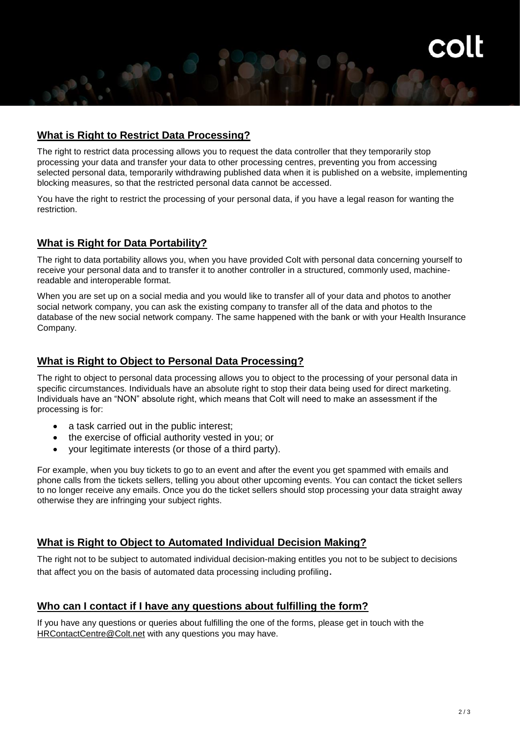## What is Right to Restrict Data Processing?

The right to restrict data processing allows you to request the data controller that they temporarily stop processing your data and transfer your data to other processing centres, preventing you from accessing selected personal data, temporarily withdrawing published data when it is published on a website, implementing blocking measures, so that the restricted personal data cannot be accessed.

You have the right to restrict the processing of your personal data, if you have a legal reason for wanting the restriction.

## What is Right for Data Portability?

The right to data portability allows you, when you have provided Colt with personal data concerning yourself to receive your personal data and to transfer it to another controller in a structured, commonly used, machine-readable and interoperable format.

When you are set up on a social media and you would like to transfer all of your data and photos to another social network company, you can ask the existing company to transfer all of the data and photos to the database of the new social network company. The same happened with the bank or with your Health Insurance Company.

## What is Right to Object to Personal Data Processing?

The right to object to personal data processing allows you to object to the processing of your personal data in specific circumstances. Individuals have an absolute right to stop their data being used for direct marketing. Individuals have an "NON" absolute right, which means that Colt will need to make an assessment if the processing is for:

- a task carried out in the public interest;
- the exercise of official authority vested in you; or
- your legitimate interests (or those of a third party).

For example, when you buy tickets to go to an event and after the event you get spammed with emails and phone calls from the tickets sellers, telling you about other upcoming events. You can contact the ticket sellers to no longer receive any emails. Once you do the ticket sellers should stop processing your data straight away otherwise they are infringing your subject rights.

## What is Right to Object to Automated Individual Decision Making?

The right not to be subject to automated individual decision-making entitles you not to be subject to decisions that affect you on the basis of automated data processing including profiling.

## Who can I contact if I have any questions about fulfilling the form?

If you have any questions or queries about fulfilling the one of the forms, please get in touch with the HRContactCentre@Colt.net with any questions you may have.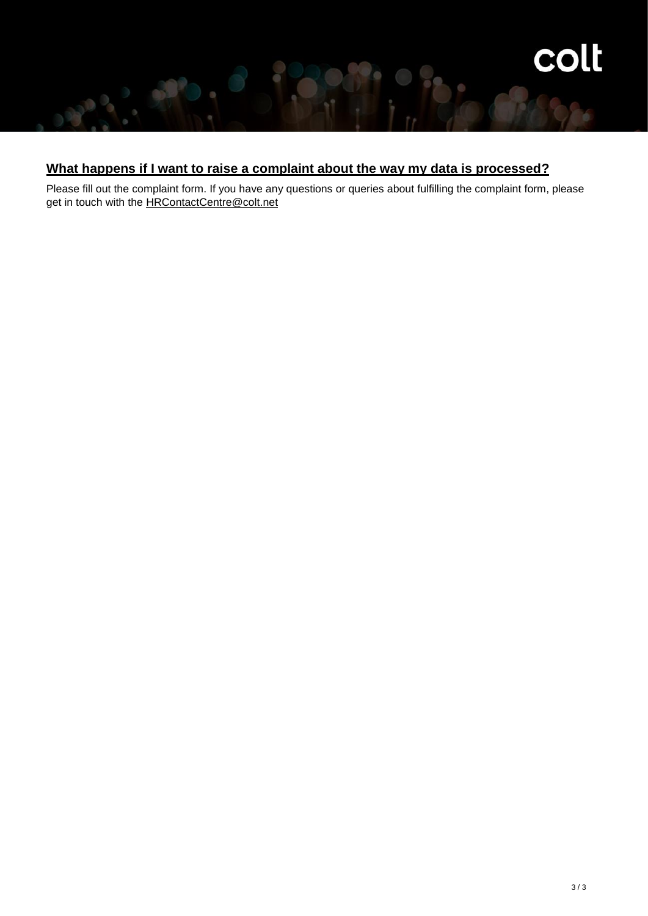## What happens if I want to raise a complaint about the way my data is processed?

Please fill out the complaint form. If you have any questions or queries about fulfilling the complaint form, please get in touch with the HRContactCentre@colt.net